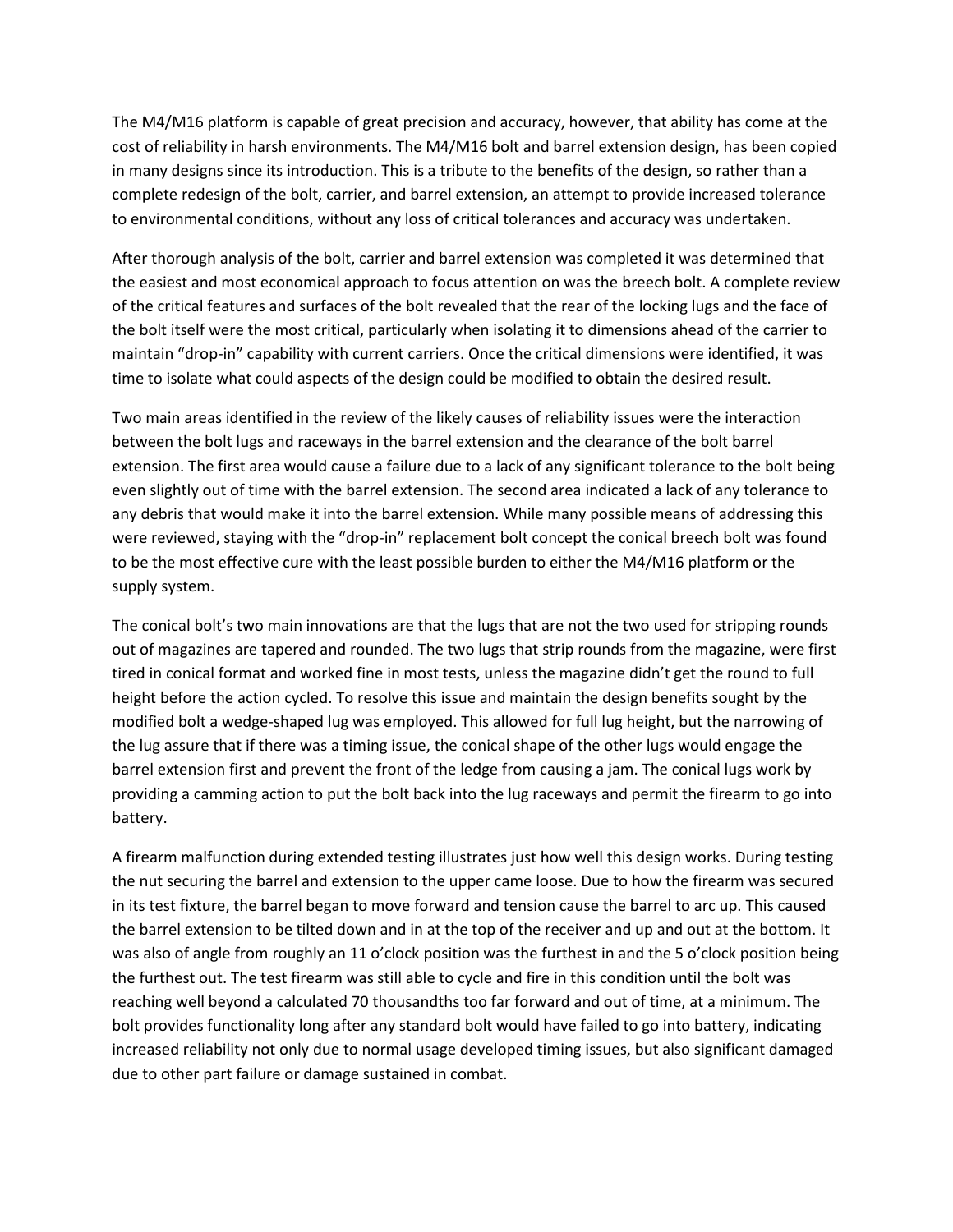The M4/M16 platform is capable of great precision and accuracy, however, that ability has come at the cost of reliability in harsh environments. The M4/M16 bolt and barrel extension design, has been copied in many designs since its introduction. This is a tribute to the benefits of the design, so rather than a complete redesign of the bolt, carrier, and barrel extension, an attempt to provide increased tolerance to environmental conditions, without any loss of critical tolerances and accuracy was undertaken.

After thorough analysis of the bolt, carrier and barrel extension was completed it was determined that the easiest and most economical approach to focus attention on was the breech bolt. A complete review of the critical features and surfaces of the bolt revealed that the rear of the locking lugs and the face of the bolt itself were the most critical, particularly when isolating it to dimensions ahead of the carrier to maintain "drop-in" capability with current carriers. Once the critical dimensions were identified, it was time to isolate what could aspects of the design could be modified to obtain the desired result.

Two main areas identified in the review of the likely causes of reliability issues were the interaction between the bolt lugs and raceways in the barrel extension and the clearance of the bolt barrel extension. The first area would cause a failure due to a lack of any significant tolerance to the bolt being even slightly out of time with the barrel extension. The second area indicated a lack of any tolerance to any debris that would make it into the barrel extension. While many possible means of addressing this were reviewed, staying with the "drop-in" replacement bolt concept the conical breech bolt was found to be the most effective cure with the least possible burden to either the M4/M16 platform or the supply system.

The conical bolt's two main innovations are that the lugs that are not the two used for stripping rounds out of magazines are tapered and rounded. The two lugs that strip rounds from the magazine, were first tired in conical format and worked fine in most tests, unless the magazine didn't get the round to full height before the action cycled. To resolve this issue and maintain the design benefits sought by the modified bolt a wedge-shaped lug was employed. This allowed for full lug height, but the narrowing of the lug assure that if there was a timing issue, the conical shape of the other lugs would engage the barrel extension first and prevent the front of the ledge from causing a jam. The conical lugs work by providing a camming action to put the bolt back into the lug raceways and permit the firearm to go into battery.

A firearm malfunction during extended testing illustrates just how well this design works. During testing the nut securing the barrel and extension to the upper came loose. Due to how the firearm was secured in its test fixture, the barrel began to move forward and tension cause the barrel to arc up. This caused the barrel extension to be tilted down and in at the top of the receiver and up and out at the bottom. It was also of angle from roughly an 11 o'clock position was the furthest in and the 5 o'clock position being the furthest out. The test firearm was still able to cycle and fire in this condition until the bolt was reaching well beyond a calculated 70 thousandths too far forward and out of time, at a minimum. The bolt provides functionality long after any standard bolt would have failed to go into battery, indicating increased reliability not only due to normal usage developed timing issues, but also significant damaged due to other part failure or damage sustained in combat.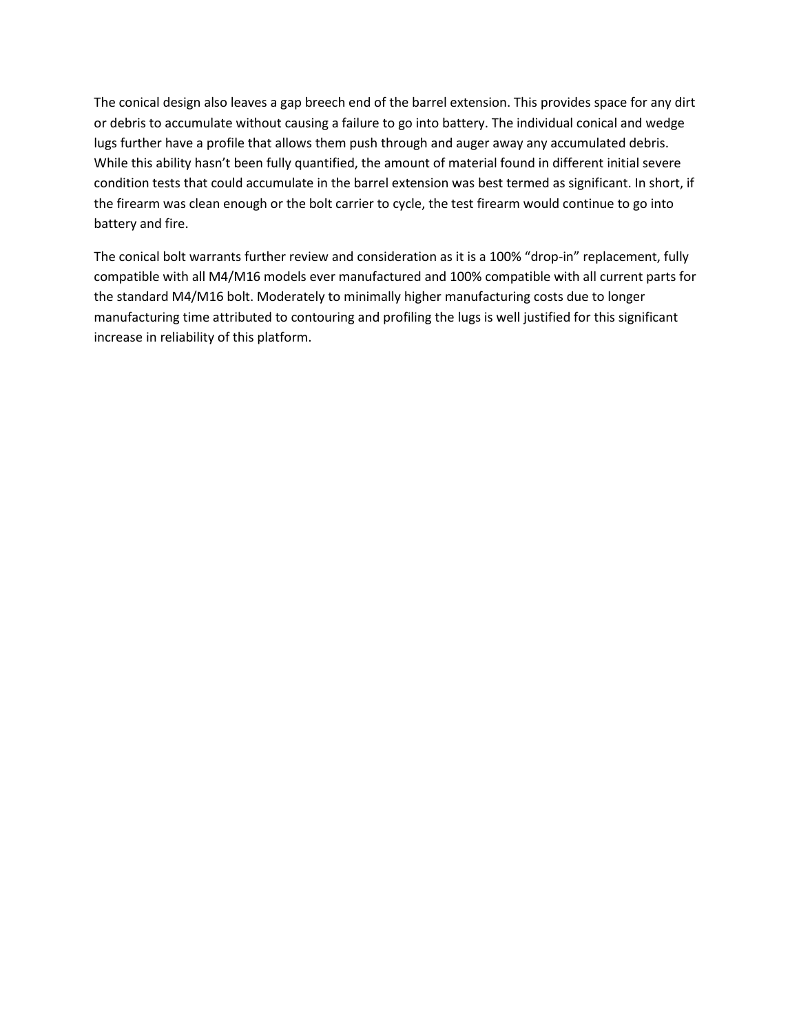The conical design also leaves a gap breech end of the barrel extension. This provides space for any dirt or debris to accumulate without causing a failure to go into battery. The individual conical and wedge lugs further have a profile that allows them push through and auger away any accumulated debris. While this ability hasn't been fully quantified, the amount of material found in different initial severe condition tests that could accumulate in the barrel extension was best termed as significant. In short, if the firearm was clean enough or the bolt carrier to cycle, the test firearm would continue to go into battery and fire.

The conical bolt warrants further review and consideration as it is a 100% "drop-in" replacement, fully compatible with all M4/M16 models ever manufactured and 100% compatible with all current parts for the standard M4/M16 bolt. Moderately to minimally higher manufacturing costs due to longer manufacturing time attributed to contouring and profiling the lugs is well justified for this significant increase in reliability of this platform.